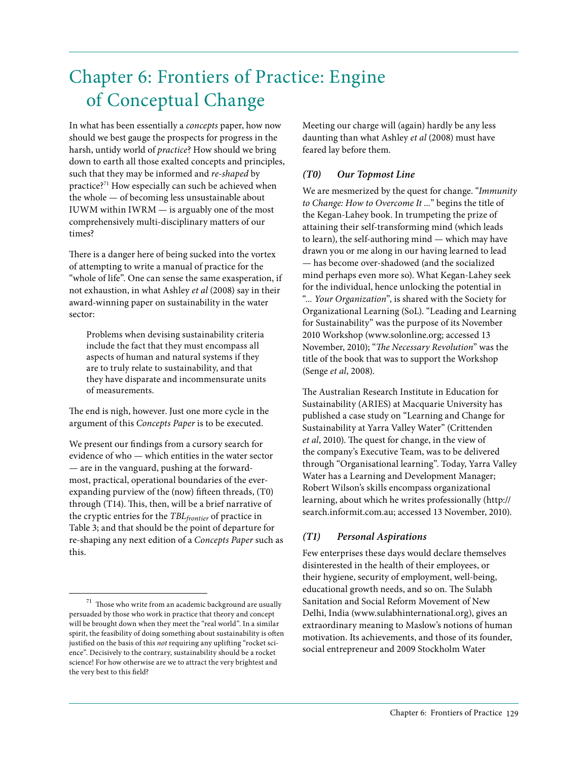# Chapter 6: Frontiers of Practice: Engine of Conceptual Change

In what has been essentially a *concepts* paper, how now should we best gauge the prospects for progress in the harsh, untidy world of *practice*? How should we bring down to earth all those exalted concepts and principles, such that they may be informed and *re-shaped* by practice?[71] How especially can such be achieved when the whole — of becoming less unsustainable about IUWM within IWRM — is arguably one of the most comprehensively multi-disciplinary matters of our times?

There is a danger here of being sucked into the vortex of attempting to write a manual of practice for the "whole of life". One can sense the same exasperation, if not exhaustion, in what Ashley *et al* (2008) say in their award-winning paper on sustainability in the water sector:

> Problems when devising sustainability criteria include the fact that they must encompass all aspects of human and natural systems if they are to truly relate to sustainability, and that they have disparate and incommensurate units of measurements.

The end is nigh, however. Just one more cycle in the argument of this *Concepts Paper* is to be executed.

We present our findings from a cursory search for evidence of who — which entities in the water sector — are in the vanguard, pushing at the forward-most, practical, operational boundaries of the ever-expanding purview of the (now) fifteen threads, (T0) through (T14). This, then, will be a brief narrative of the cryptic entries for the $TBL_{frontier}$ of practice in Table 3; and that should be the point of departure for re-shaping any next edition of a *Concepts Paper* such as this.

Meeting our charge will (again) hardly be any less daunting than what Ashley *et al* (2008) must have feared lay before them.

### *(T0) Our Topmost Line*

We are mesmerized by the quest for change. "*Immunity to Change: How to Overcome It ...*" begins the title of the Kegan-Lahey book. In trumpeting the prize of attaining their self-transforming mind (which leads to learn), the self-authoring mind — which may have drawn you or me along in our having learned to lead — has become over-shadowed (and the socialized mind perhaps even more so). What Kegan-Lahey seek for the individual, hence unlocking the potential in "*... Your Organization*", is shared with the Society for Organizational Learning (SoL). "Leading and Learning for Sustainability" was the purpose of its November 2010 Workshop (www.solonline.org; accessed 13 November, 2010); "*The Necessary Revolution*" was the title of the book that was to support the Workshop (Senge *et al*, 2008).

The Australian Research Institute in Education for Sustainability (ARIES) at Macquarie University has published a case study on "Learning and Change for Sustainability at Yarra Valley Water" (Crittenden *et al*, 2010). The quest for change, in the view of the company's Executive Team, was to be delivered through "Organisational learning". Today, Yarra Valley Water has a Learning and Development Manager; Robert Wilson's skills encompass organizational learning, about which he writes professionally (http://search.informit.com.au; accessed 13 November, 2010).

### *(T1) Personal Aspirations*

Few enterprises these days would declare themselves disinterested in the health of their employees, or their hygiene, security of employment, well-being, educational growth needs, and so on. The Sulabh Sanitation and Social Reform Movement of New Delhi, India (www.sulabhinternational.org), gives an extraordinary meaning to Maslow's notions of human motivation. Its achievements, and those of its founder, social entrepreneur and 2009 Stockholm Water

---

[71] Those who write from an academic background are usually persuaded by those who work in practice that theory and concept will be brought down when they meet the "real world". In a similar spirit, the feasibility of doing something about sustainability is often justified on the basis of this *not* requiring any uplifting "rocket science". Decisively to the contrary, sustainability should be a rocket science! For how otherwise are we to attract the very brightest and the very best to this field?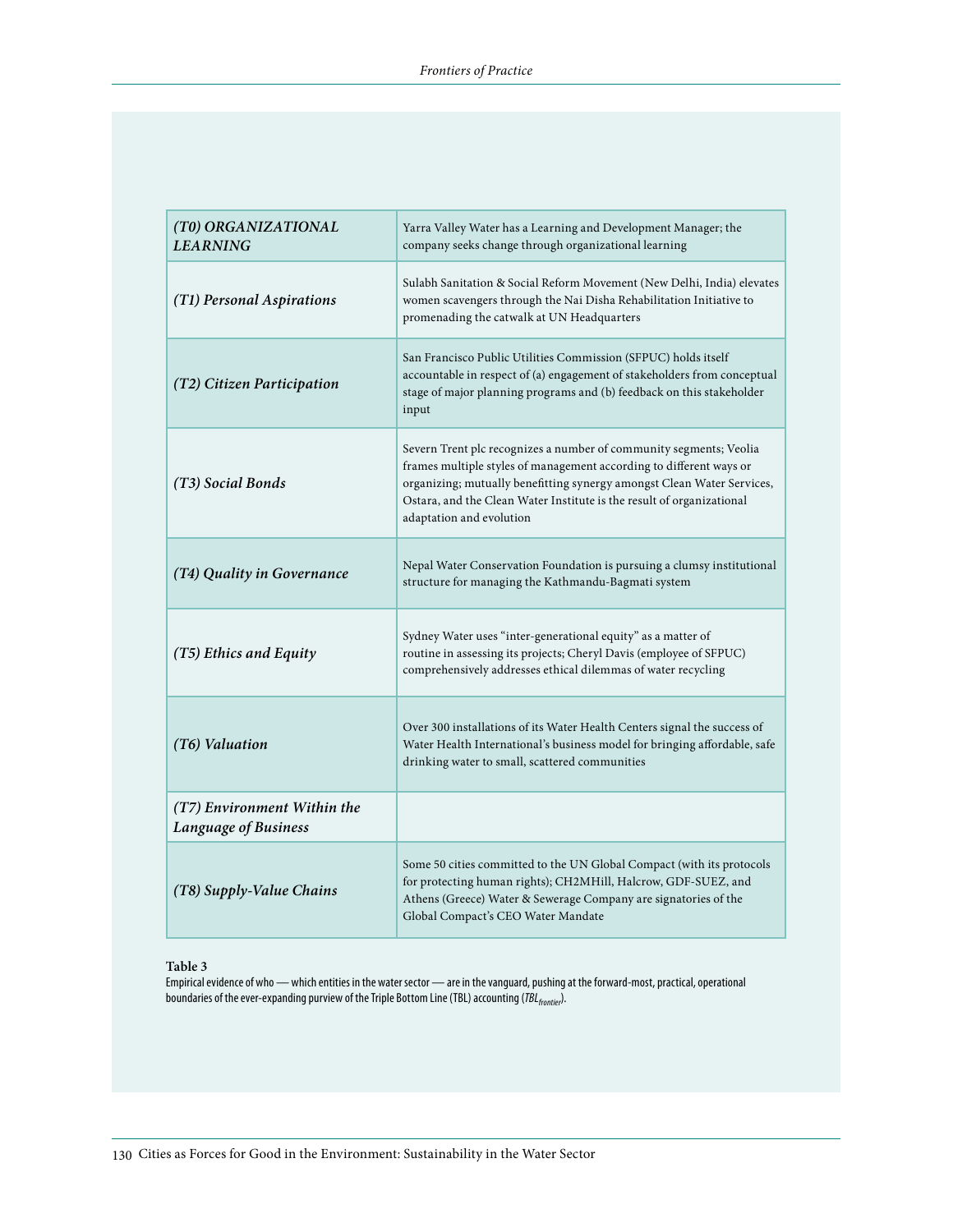| *(T0) ORGANIZATIONAL LEARNING* | Yarra Valley Water has a Learning and Development Manager; the company seeks change through organizational learning |
|---|---|
| *(T1) Personal Aspirations* | Sulabh Sanitation & Social Reform Movement (New Delhi, India) elevates women scavengers through the Nai Disha Rehabilitation Initiative to promenading the catwalk at UN Headquarters |
| *(T2) Citizen Participation* | San Francisco Public Utilities Commission (SFPUC) holds itself accountable in respect of (a) engagement of stakeholders from conceptual stage of major planning programs and (b) feedback on this stakeholder input |
| *(T3) Social Bonds* | Severn Trent plc recognizes a number of community segments; Veolia frames multiple styles of management according to different ways or organizing; mutually benefitting synergy amongst Clean Water Services, Ostara, and the Clean Water Institute is the result of organizational adaptation and evolution |
| *(T4) Quality in Governance* | Nepal Water Conservation Foundation is pursuing a clumsy institutional structure for managing the Kathmandu-Bagmati system |
| *(T5) Ethics and Equity* | Sydney Water uses "inter-generational equity" as a matter of routine in assessing its projects; Cheryl Davis (employee of SFPUC) comprehensively addresses ethical dilemmas of water recycling |
| *(T6) Valuation* | Over 300 installations of its Water Health Centers signal the success of Water Health International's business model for bringing affordable, safe drinking water to small, scattered communities |
| *(T7) Environment Within the Language of Business* | |
| *(T8) Supply-Value Chains* | Some 50 cities committed to the UN Global Compact (with its protocols for protecting human rights); CH2MHill, Halcrow, GDF-SUEZ, and Athens (Greece) Water & Sewerage Company are signatories of the Global Compact's CEO Water Mandate |

**Table 3**
Empirical evidence of who — which entities in the water sector — are in the vanguard, pushing at the forward-most, practical, operational boundaries of the ever-expanding purview of the Triple Bottom Line (TBL) accounting ($TBL_{frontier}$).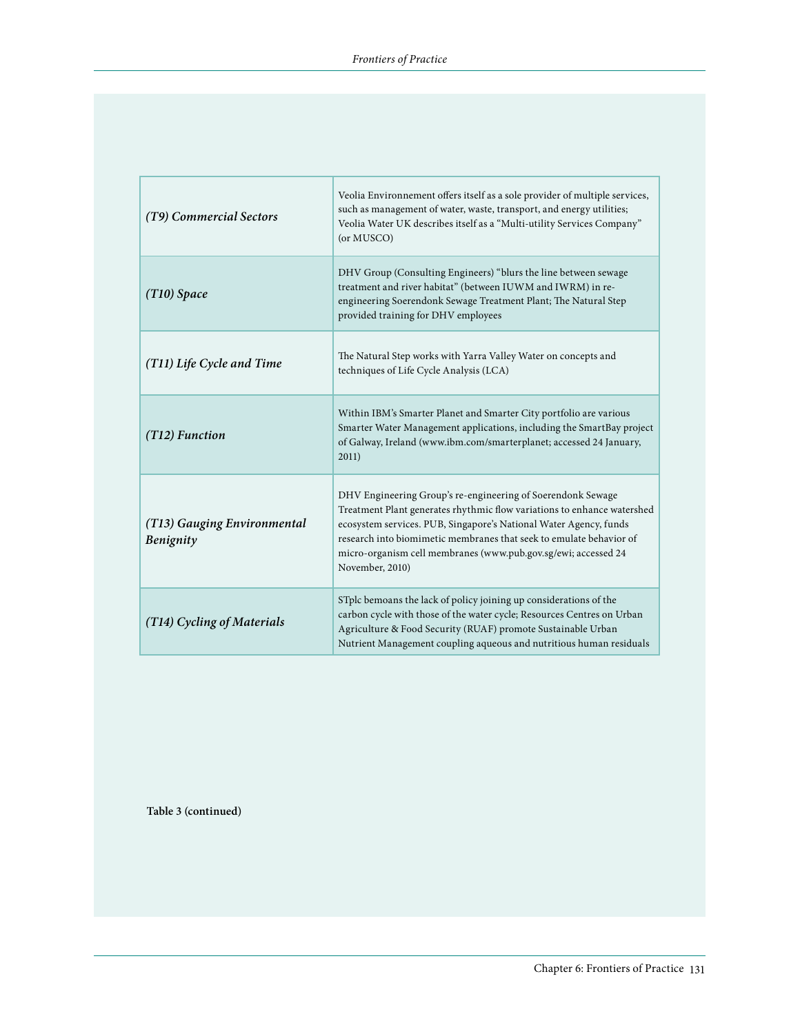| | |
|---|---|
| *(T9) Commercial Sectors* | Veolia Environnement offers itself as a sole provider of multiple services, such as management of water, waste, transport, and energy utilities; Veolia Water UK describes itself as a "Multi-utility Services Company" (or MUSCO) |
| *(T10) Space* | DHV Group (Consulting Engineers) "blurs the line between sewage treatment and river habitat" (between IUWM and IWRM) in re-engineering Soerendonk Sewage Treatment Plant; The Natural Step provided training for DHV employees |
| *(T11) Life Cycle and Time* | The Natural Step works with Yarra Valley Water on concepts and techniques of Life Cycle Analysis (LCA) |
| *(T12) Function* | Within IBM's Smarter Planet and Smarter City portfolio are various Smarter Water Management applications, including the SmartBay project of Galway, Ireland (www.ibm.com/smarterplanet; accessed 24 January, 2011) |
| *(T13) Gauging Environmental Benignity* | DHV Engineering Group's re-engineering of Soerendonk Sewage Treatment Plant generates rhythmic flow variations to enhance watershed ecosystem services. PUB, Singapore's National Water Agency, funds research into biomimetic membranes that seek to emulate behavior of micro-organism cell membranes (www.pub.gov.sg/ewi; accessed 24 November, 2010) |
| *(T14) Cycling of Materials* | STplc bemoans the lack of policy joining up considerations of the carbon cycle with those of the water cycle; Resources Centres on Urban Agriculture & Food Security (RUAF) promote Sustainable Urban Nutrient Management coupling aqueous and nutritious human residuals |

**Table 3 (continued)**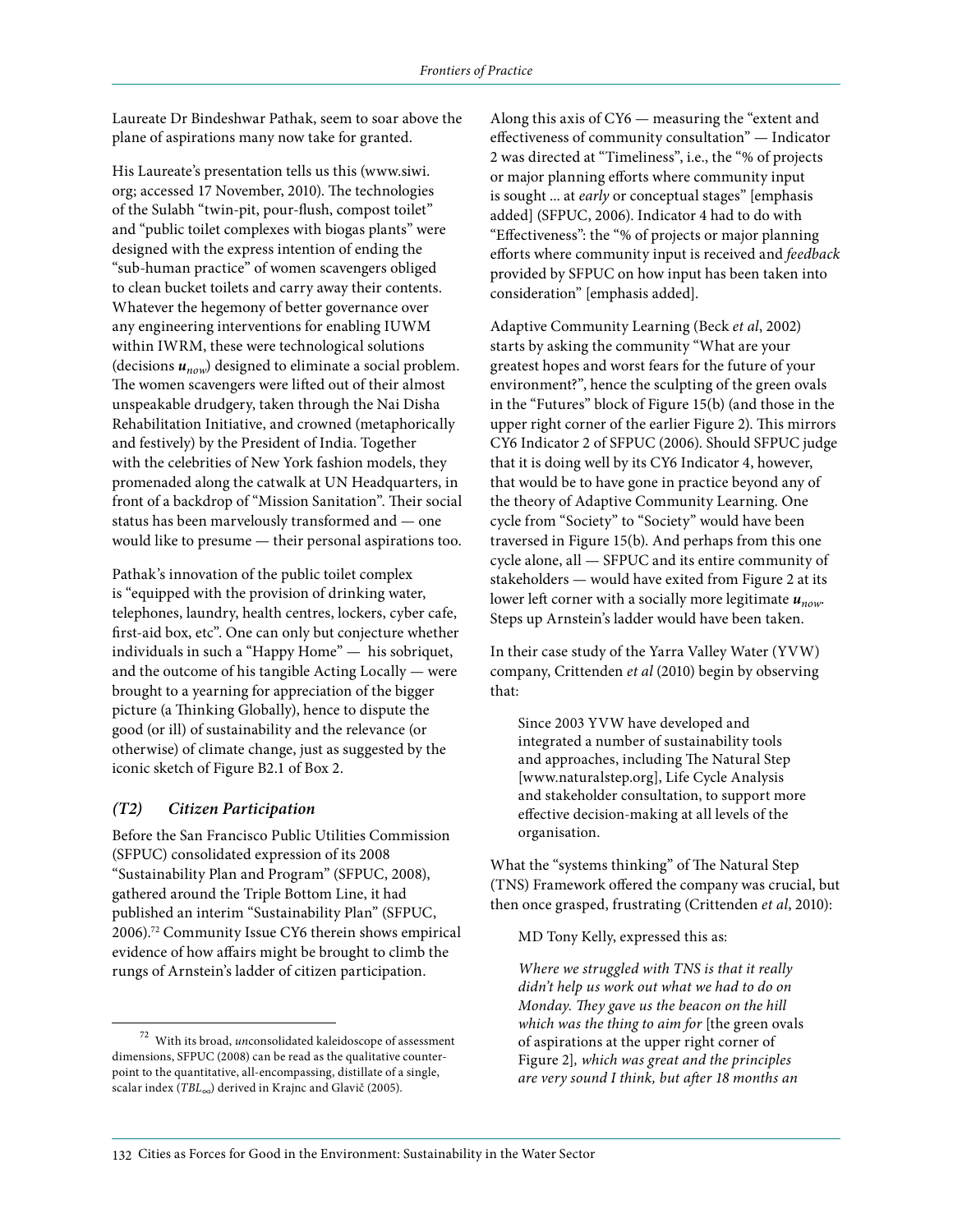Laureate Dr Bindeshwar Pathak, seem to soar above the plane of aspirations many now take for granted.

His Laureate's presentation tells us this (www.siwi.org; accessed 17 November, 2010). The technologies of the Sulabh "twin-pit, pour-flush, compost toilet" and "public toilet complexes with biogas plants" were designed with the express intention of ending the "sub-human practice" of women scavengers obliged to clean bucket toilets and carry away their contents. Whatever the hegemony of better governance over any engineering interventions for enabling IUWM within IWRM, these were technological solutions (decisions $\boldsymbol{u}_{now}$) designed to eliminate a social problem. The women scavengers were lifted out of their almost unspeakable drudgery, taken through the Nai Disha Rehabilitation Initiative, and crowned (metaphorically and festively) by the President of India. Together with the celebrities of New York fashion models, they promenaded along the catwalk at UN Headquarters, in front of a backdrop of "Mission Sanitation". Their social status has been marvelously transformed and — one would like to presume — their personal aspirations too.

Pathak's innovation of the public toilet complex is "equipped with the provision of drinking water, telephones, laundry, health centres, lockers, cyber cafe, first-aid box, etc". One can only but conjecture whether individuals in such a "Happy Home" — his sobriquet, and the outcome of his tangible Acting Locally — were brought to a yearning for appreciation of the bigger picture (a Thinking Globally), hence to dispute the good (or ill) of sustainability and the relevance (or otherwise) of climate change, just as suggested by the iconic sketch of Figure B2.1 of Box 2.

### *(T2) Citizen Participation*

Before the San Francisco Public Utilities Commission (SFPUC) consolidated expression of its 2008 "Sustainability Plan and Program" (SFPUC, 2008), gathered around the Triple Bottom Line, it had published an interim "Sustainability Plan" (SFPUC, 2006).[72] Community Issue CY6 therein shows empirical evidence of how affairs might be brought to climb the rungs of Arnstein's ladder of citizen participation.

Along this axis of CY6 — measuring the "extent and effectiveness of community consultation" — Indicator 2 was directed at "Timeliness", i.e., the "% of projects or major planning efforts where community input is sought ... at *early* or conceptual stages" [emphasis added] (SFPUC, 2006). Indicator 4 had to do with "Effectiveness": the "% of projects or major planning efforts where community input is received and *feedback* provided by SFPUC on how input has been taken into consideration" [emphasis added].

Adaptive Community Learning (Beck *et al*, 2002) starts by asking the community "What are your greatest hopes and worst fears for the future of your environment?", hence the sculpting of the green ovals in the "Futures" block of Figure 15(b) (and those in the upper right corner of the earlier Figure 2). This mirrors CY6 Indicator 2 of SFPUC (2006). Should SFPUC judge that it is doing well by its CY6 Indicator 4, however, that would be to have gone in practice beyond any of the theory of Adaptive Community Learning. One cycle from "Society" to "Society" would have been traversed in Figure 15(b). And perhaps from this one cycle alone, all — SFPUC and its entire community of stakeholders — would have exited from Figure 2 at its lower left corner with a socially more legitimate $\boldsymbol{u}_{now}$. Steps up Arnstein's ladder would have been taken.

In their case study of the Yarra Valley Water (YVW) company, Crittenden *et al* (2010) begin by observing that:

> Since 2003 YVW have developed and integrated a number of sustainability tools and approaches, including The Natural Step [www.naturalstep.org], Life Cycle Analysis and stakeholder consultation, to support more effective decision-making at all levels of the organisation.

What the "systems thinking" of The Natural Step (TNS) Framework offered the company was crucial, but then once grasped, frustrating (Crittenden *et al*, 2010):

> MD Tony Kelly, expressed this as:
>
> *Where we struggled with TNS is that it really didn't help us work out what we had to do on Monday. They gave us the beacon on the hill which was the thing to aim for* [the green ovals of aspirations at the upper right corner of Figure 2]*, which was great and the principles are very sound I think, but after 18 months an*

[72] With its broad, *un*consolidated kaleidoscope of assessment dimensions, SFPUC (2008) can be read as the qualitative counterpoint to the quantitative, all-encompassing, distillate of a single, scalar index ($TBL_{\infty}$) derived in Krajnc and Glavič (2005).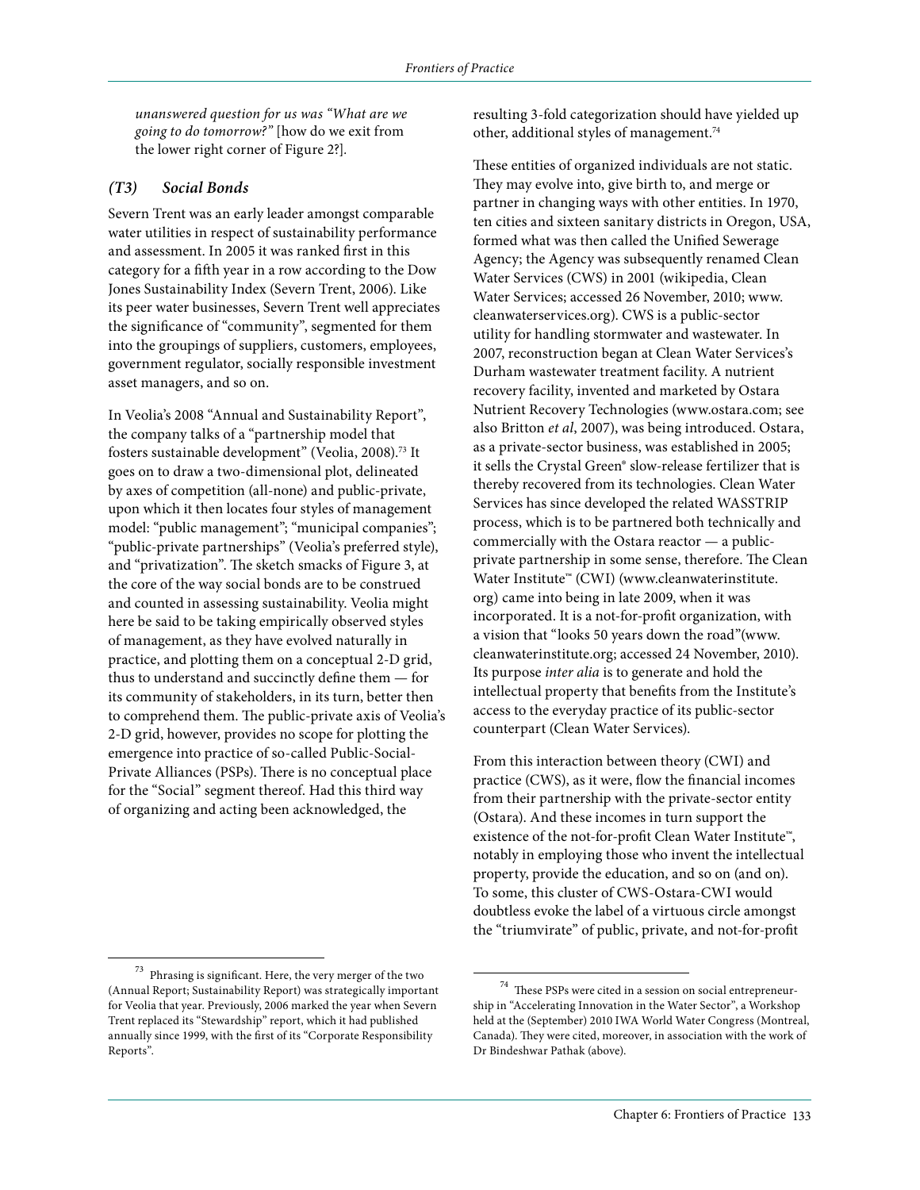*unanswered question for us was "What are we going to do tomorrow?"* [how do we exit from the lower right corner of Figure 2?].

### *(T3) Social Bonds*

Severn Trent was an early leader amongst comparable water utilities in respect of sustainability performance and assessment. In 2005 it was ranked first in this category for a fifth year in a row according to the Dow Jones Sustainability Index (Severn Trent, 2006). Like its peer water businesses, Severn Trent well appreciates the significance of "community", segmented for them into the groupings of suppliers, customers, employees, government regulator, socially responsible investment asset managers, and so on.

In Veolia's 2008 "Annual and Sustainability Report", the company talks of a "partnership model that fosters sustainable development" (Veolia, 2008).[73] It goes on to draw a two-dimensional plot, delineated by axes of competition (all-none) and public-private, upon which it then locates four styles of management model: "public management"; "municipal companies"; "public-private partnerships" (Veolia's preferred style), and "privatization". The sketch smacks of Figure 3, at the core of the way social bonds are to be construed and counted in assessing sustainability. Veolia might here be said to be taking empirically observed styles of management, as they have evolved naturally in practice, and plotting them on a conceptual 2-D grid, thus to understand and succinctly define them — for its community of stakeholders, in its turn, better then to comprehend them. The public-private axis of Veolia's 2-D grid, however, provides no scope for plotting the emergence into practice of so-called Public-Social-Private Alliances (PSPs). There is no conceptual place for the "Social" segment thereof. Had this third way of organizing and acting been acknowledged, the resulting 3-fold categorization should have yielded up other, additional styles of management.[74]

These entities of organized individuals are not static. They may evolve into, give birth to, and merge or partner in changing ways with other entities. In 1970, ten cities and sixteen sanitary districts in Oregon, USA, formed what was then called the Unified Sewerage Agency; the Agency was subsequently renamed Clean Water Services (CWS) in 2001 (wikipedia, Clean Water Services; accessed 26 November, 2010; www.cleanwaterservices.org). CWS is a public-sector utility for handling stormwater and wastewater. In 2007, reconstruction began at Clean Water Services's Durham wastewater treatment facility. A nutrient recovery facility, invented and marketed by Ostara Nutrient Recovery Technologies (www.ostara.com; see also Britton *et al*, 2007), was being introduced. Ostara, as a private-sector business, was established in 2005; it sells the Crystal Green® slow-release fertilizer that is thereby recovered from its technologies. Clean Water Services has since developed the related WASSTRIP process, which is to be partnered both technically and commercially with the Ostara reactor — a public-private partnership in some sense, therefore. The Clean Water Institute™ (CWI) (www.cleanwaterinstitute.org) came into being in late 2009, when it was incorporated. It is a not-for-profit organization, with a vision that "looks 50 years down the road"(www.cleanwaterinstitute.org; accessed 24 November, 2010). Its purpose *inter alia* is to generate and hold the intellectual property that benefits from the Institute's access to the everyday practice of its public-sector counterpart (Clean Water Services).

From this interaction between theory (CWI) and practice (CWS), as it were, flow the financial incomes from their partnership with the private-sector entity (Ostara). And these incomes in turn support the existence of the not-for-profit Clean Water Institute™, notably in employing those who invent the intellectual property, provide the education, and so on (and on). To some, this cluster of CWS-Ostara-CWI would doubtless evoke the label of a virtuous circle amongst the "triumvirate" of public, private, and not-for-profit

---

[73] Phrasing is significant. Here, the very merger of the two (Annual Report; Sustainability Report) was strategically important for Veolia that year. Previously, 2006 marked the year when Severn Trent replaced its "Stewardship" report, which it had published annually since 1999, with the first of its "Corporate Responsibility Reports".

[74] These PSPs were cited in a session on social entrepreneurship in "Accelerating Innovation in the Water Sector", a Workshop held at the (September) 2010 IWA World Water Congress (Montreal, Canada). They were cited, moreover, in association with the work of Dr Bindeshwar Pathak (above).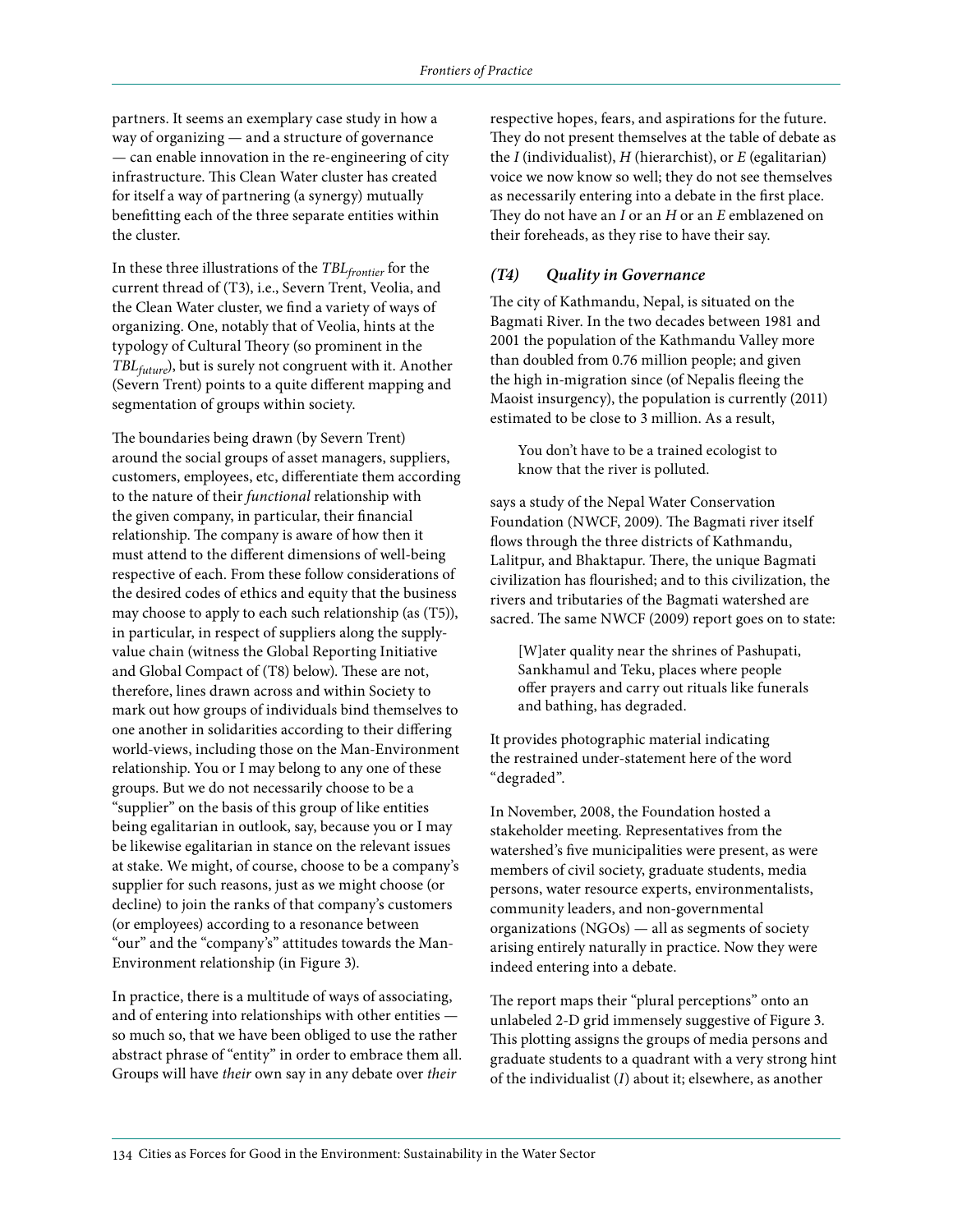partners. It seems an exemplary case study in how a way of organizing — and a structure of governance — can enable innovation in the re-engineering of city infrastructure. This Clean Water cluster has created for itself a way of partnering (a synergy) mutually benefitting each of the three separate entities within the cluster.

In these three illustrations of the $TBL_{frontier}$ for the current thread of (T3), i.e., Severn Trent, Veolia, and the Clean Water cluster, we find a variety of ways of organizing. One, notably that of Veolia, hints at the typology of Cultural Theory (so prominent in the $TBL_{future}$), but is surely not congruent with it. Another (Severn Trent) points to a quite different mapping and segmentation of groups within society.

The boundaries being drawn (by Severn Trent) around the social groups of asset managers, suppliers, customers, employees, etc, differentiate them according to the nature of their *functional* relationship with the given company, in particular, their financial relationship. The company is aware of how then it must attend to the different dimensions of well-being respective of each. From these follow considerations of the desired codes of ethics and equity that the business may choose to apply to each such relationship (as (T5)), in particular, in respect of suppliers along the supply-value chain (witness the Global Reporting Initiative and Global Compact of (T8) below). These are not, therefore, lines drawn across and within Society to mark out how groups of individuals bind themselves to one another in solidarities according to their differing world-views, including those on the Man-Environment relationship. You or I may belong to any one of these groups. But we do not necessarily choose to be a "supplier" on the basis of this group of like entities being egalitarian in outlook, say, because you or I may be likewise egalitarian in stance on the relevant issues at stake. We might, of course, choose to be a company's supplier for such reasons, just as we might choose (or decline) to join the ranks of that company's customers (or employees) according to a resonance between "our" and the "company's" attitudes towards the Man-Environment relationship (in Figure 3).

In practice, there is a multitude of ways of associating, and of entering into relationships with other entities — so much so, that we have been obliged to use the rather abstract phrase of "entity" in order to embrace them all. Groups will have *their* own say in any debate over *their* respective hopes, fears, and aspirations for the future. They do not present themselves at the table of debate as the *I* (individualist), *H* (hierarchist), or *E* (egalitarian) voice we now know so well; they do not see themselves as necessarily entering into a debate in the first place. They do not have an *I* or an *H* or an *E* emblazened on their foreheads, as they rise to have their say.

### *(T4) Quality in Governance*

The city of Kathmandu, Nepal, is situated on the Bagmati River. In the two decades between 1981 and 2001 the population of the Kathmandu Valley more than doubled from 0.76 million people; and given the high in-migration since (of Nepalis fleeing the Maoist insurgency), the population is currently (2011) estimated to be close to 3 million. As a result,

> You don't have to be a trained ecologist to know that the river is polluted.

says a study of the Nepal Water Conservation Foundation (NWCF, 2009). The Bagmati river itself flows through the three districts of Kathmandu, Lalitpur, and Bhaktapur. There, the unique Bagmati civilization has flourished; and to this civilization, the rivers and tributaries of the Bagmati watershed are sacred. The same NWCF (2009) report goes on to state:

> [W]ater quality near the shrines of Pashupati, Sankhamul and Teku, places where people offer prayers and carry out rituals like funerals and bathing, has degraded.

It provides photographic material indicating the restrained under-statement here of the word "degraded".

In November, 2008, the Foundation hosted a stakeholder meeting. Representatives from the watershed's five municipalities were present, as were members of civil society, graduate students, media persons, water resource experts, environmentalists, community leaders, and non-governmental organizations (NGOs) — all as segments of society arising entirely naturally in practice. Now they were indeed entering into a debate.

The report maps their "plural perceptions" onto an unlabeled 2-D grid immensely suggestive of Figure 3. This plotting assigns the groups of media persons and graduate students to a quadrant with a very strong hint of the individualist (*I*) about it; elsewhere, as another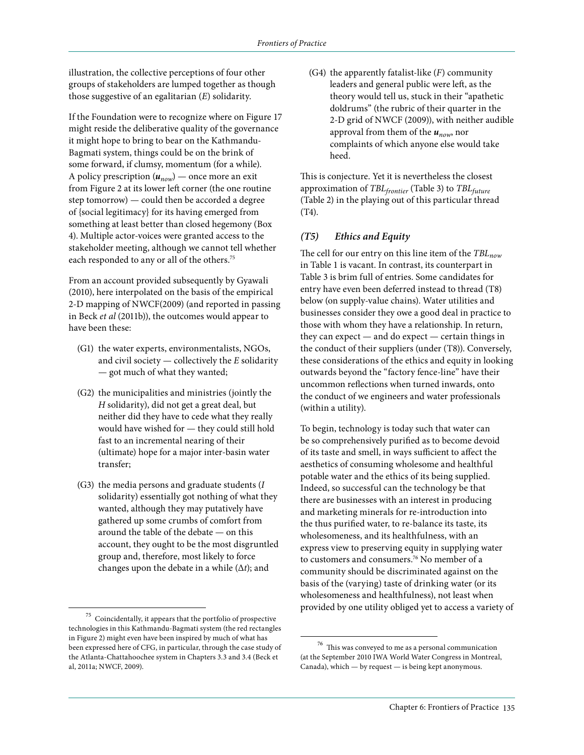illustration, the collective perceptions of four other groups of stakeholders are lumped together as though those suggestive of an egalitarian (*E*) solidarity.

If the Foundation were to recognize where on Figure 17 might reside the deliberative quality of the governance it might hope to bring to bear on the Kathmandu-Bagmati system, things could be on the brink of some forward, if clumsy, momentum (for a while). A policy prescription ($\boldsymbol{u}_{now}$) — once more an exit from Figure 2 at its lower left corner (the one routine step tomorrow) — could then be accorded a degree of {social legitimacy} for its having emerged from something at least better than closed hegemony (Box 4). Multiple actor-voices were granted access to the stakeholder meeting, although we cannot tell whether each responded to any or all of the others.[75]

From an account provided subsequently by Gyawali (2010), here interpolated on the basis of the empirical 2-D mapping of NWCF(2009) (and reported in passing in Beck *et al* (2011b)), the outcomes would appear to have been these:

- (G1) the water experts, environmentalists, NGOs, and civil society — collectively the *E* solidarity — got much of what they wanted;
- (G2) the municipalities and ministries (jointly the *H* solidarity), did not get a great deal, but neither did they have to cede what they really would have wished for — they could still hold fast to an incremental nearing of their (ultimate) hope for a major inter-basin water transfer;
- (G3) the media persons and graduate students (*I* solidarity) essentially got nothing of what they wanted, although they may putatively have gathered up some crumbs of comfort from around the table of the debate — on this account, they ought to be the most disgruntled group and, therefore, most likely to force changes upon the debate in a while ($\Delta t$); and
- (G4) the apparently fatalist-like (*F*) community leaders and general public were left, as the theory would tell us, stuck in their "apathetic doldrums" (the rubric of their quarter in the 2-D grid of NWCF (2009)), with neither audible approval from them of the $\boldsymbol{u}_{now}$, nor complaints of which anyone else would take heed.

This is conjecture. Yet it is nevertheless the closest approximation of $TBL_{frontier}$ (Table 3) to $TBL_{future}$ (Table 2) in the playing out of this particular thread (T4).

### *(T5) Ethics and Equity*

The cell for our entry on this line item of the $TBL_{now}$ in Table 1 is vacant. In contrast, its counterpart in Table 3 is brim full of entries. Some candidates for entry have even been deferred instead to thread (T8) below (on supply-value chains). Water utilities and businesses consider they owe a good deal in practice to those with whom they have a relationship. In return, they can expect — and do expect — certain things in the conduct of their suppliers (under (T8)). Conversely, these considerations of the ethics and equity in looking outwards beyond the "factory fence-line" have their uncommon reflections when turned inwards, onto the conduct of we engineers and water professionals (within a utility).

To begin, technology is today such that water can be so comprehensively purified as to become devoid of its taste and smell, in ways sufficient to affect the aesthetics of consuming wholesome and healthful potable water and the ethics of its being supplied. Indeed, so successful can the technology be that there are businesses with an interest in producing and marketing minerals for re-introduction into the thus purified water, to re-balance its taste, its wholesomeness, and its healthfulness, with an express view to preserving equity in supplying water to customers and consumers.[76] No member of a community should be discriminated against on the basis of the (varying) taste of drinking water (or its wholesomeness and healthfulness), not least when provided by one utility obliged yet to access a variety of

---

[75] Coincidentally, it appears that the portfolio of prospective technologies in this Kathmandu-Bagmati system (the red rectangles in Figure 2) might even have been inspired by much of what has been expressed here of CFG, in particular, through the case study of the Atlanta-Chattahoochee system in Chapters 3.3 and 3.4 (Beck et al, 2011a; NWCF, 2009).

[76] This was conveyed to me as a personal communication (at the September 2010 IWA World Water Congress in Montreal, Canada), which — by request — is being kept anonymous.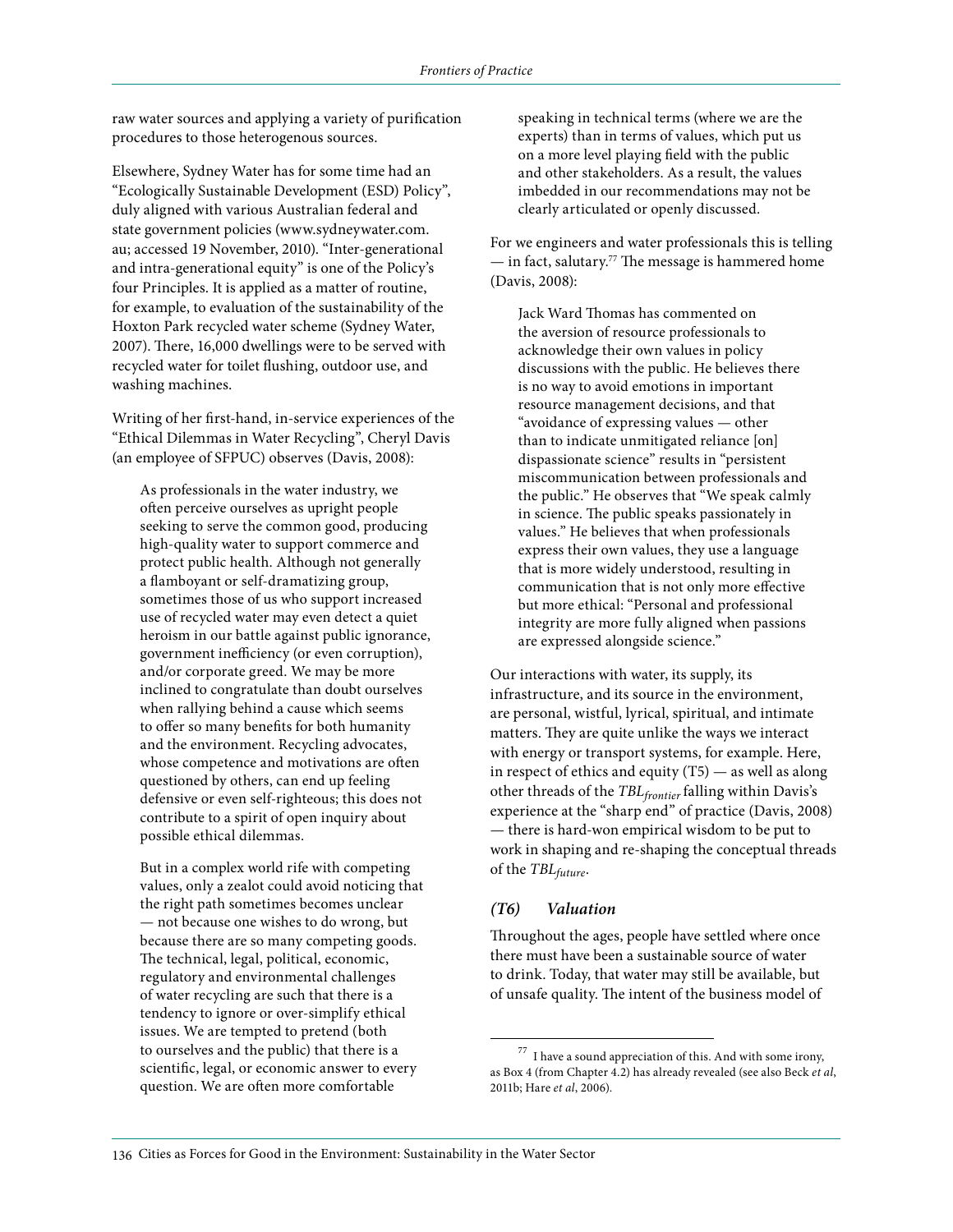raw water sources and applying a variety of purification procedures to those heterogenous sources.

Elsewhere, Sydney Water has for some time had an "Ecologically Sustainable Development (ESD) Policy", duly aligned with various Australian federal and state government policies (www.sydneywater.com.au; accessed 19 November, 2010). "Inter-generational and intra-generational equity" is one of the Policy's four Principles. It is applied as a matter of routine, for example, to evaluation of the sustainability of the Hoxton Park recycled water scheme (Sydney Water, 2007). There, 16,000 dwellings were to be served with recycled water for toilet flushing, outdoor use, and washing machines.

Writing of her first-hand, in-service experiences of the "Ethical Dilemmas in Water Recycling", Cheryl Davis (an employee of SFPUC) observes (Davis, 2008):

> As professionals in the water industry, we often perceive ourselves as upright people seeking to serve the common good, producing high-quality water to support commerce and protect public health. Although not generally a flamboyant or self-dramatizing group, sometimes those of us who support increased use of recycled water may even detect a quiet heroism in our battle against public ignorance, government inefficiency (or even corruption), and/or corporate greed. We may be more inclined to congratulate than doubt ourselves when rallying behind a cause which seems to offer so many benefits for both humanity and the environment. Recycling advocates, whose competence and motivations are often questioned by others, can end up feeling defensive or even self-righteous; this does not contribute to a spirit of open inquiry about possible ethical dilemmas.
>
> But in a complex world rife with competing values, only a zealot could avoid noticing that the right path sometimes becomes unclear — not because one wishes to do wrong, but because there are so many competing goods. The technical, legal, political, economic, regulatory and environmental challenges of water recycling are such that there is a tendency to ignore or over-simplify ethical issues. We are tempted to pretend (both to ourselves and the public) that there is a scientific, legal, or economic answer to every question. We are often more comfortable speaking in technical terms (where we are the experts) than in terms of values, which put us on a more level playing field with the public and other stakeholders. As a result, the values imbedded in our recommendations may not be clearly articulated or openly discussed.

For we engineers and water professionals this is telling — in fact, salutary.[77] The message is hammered home (Davis, 2008):

> Jack Ward Thomas has commented on the aversion of resource professionals to acknowledge their own values in policy discussions with the public. He believes there is no way to avoid emotions in important resource management decisions, and that "avoidance of expressing values — other than to indicate unmitigated reliance [on] dispassionate science" results in "persistent miscommunication between professionals and the public." He observes that "We speak calmly in science. The public speaks passionately in values." He believes that when professionals express their own values, they use a language that is more widely understood, resulting in communication that is not only more effective but more ethical: "Personal and professional integrity are more fully aligned when passions are expressed alongside science."

Our interactions with water, its supply, its infrastructure, and its source in the environment, are personal, wistful, lyrical, spiritual, and intimate matters. They are quite unlike the ways we interact with energy or transport systems, for example. Here, in respect of ethics and equity (T5) — as well as along other threads of the $TBL_{frontier}$ falling within Davis's experience at the "sharp end" of practice (Davis, 2008) — there is hard-won empirical wisdom to be put to work in shaping and re-shaping the conceptual threads of the $TBL_{future}$.

### *(T6) Valuation*

Throughout the ages, people have settled where once there must have been a sustainable source of water to drink. Today, that water may still be available, but of unsafe quality. The intent of the business model of

[77] I have a sound appreciation of this. And with some irony, as Box 4 (from Chapter 4.2) has already revealed (see also Beck *et al*, 2011b; Hare *et al*, 2006).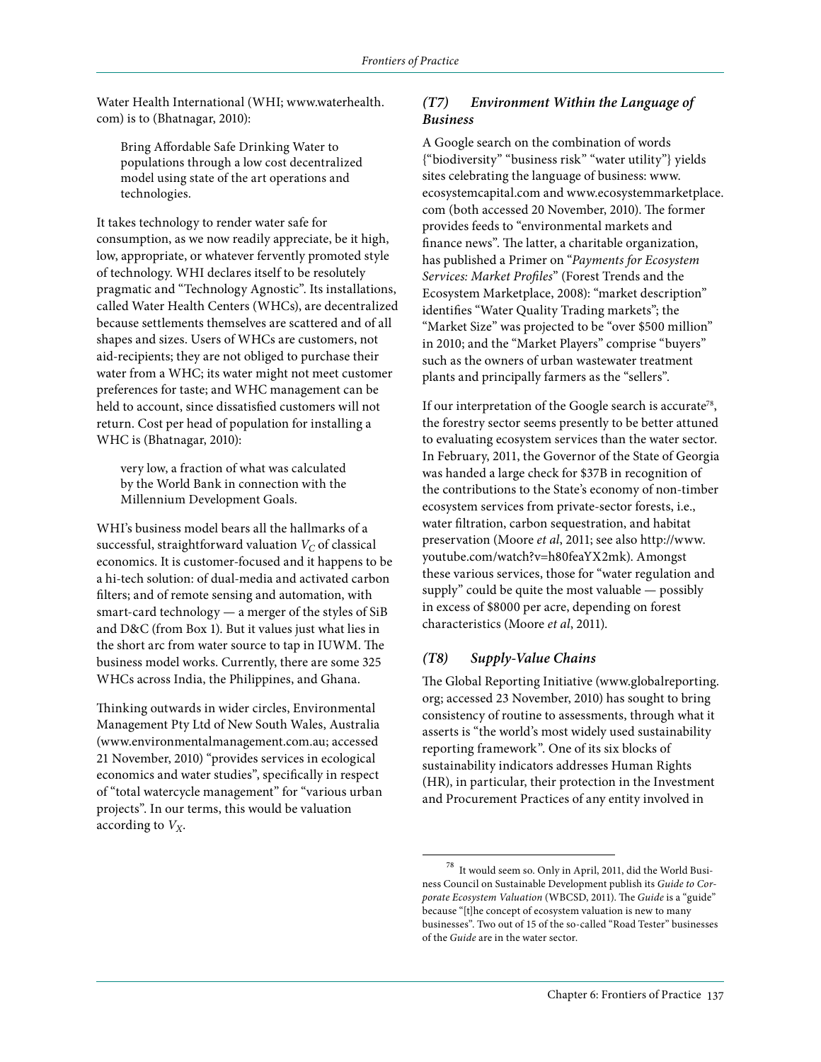Water Health International (WHI; www.waterhealth.com) is to (Bhatnagar, 2010):

> Bring Affordable Safe Drinking Water to populations through a low cost decentralized model using state of the art operations and technologies.

It takes technology to render water safe for consumption, as we now readily appreciate, be it high, low, appropriate, or whatever fervently promoted style of technology. WHI declares itself to be resolutely pragmatic and "Technology Agnostic". Its installations, called Water Health Centers (WHCs), are decentralized because settlements themselves are scattered and of all shapes and sizes. Users of WHCs are customers, not aid-recipients; they are not obliged to purchase their water from a WHC; its water might not meet customer preferences for taste; and WHC management can be held to account, since dissatisfied customers will not return. Cost per head of population for installing a WHC is (Bhatnagar, 2010):

> very low, a fraction of what was calculated by the World Bank in connection with the Millennium Development Goals.

WHI's business model bears all the hallmarks of a successful, straightforward valuation $V_C$ of classical economics. It is customer-focused and it happens to be a hi-tech solution: of dual-media and activated carbon filters; and of remote sensing and automation, with smart-card technology — a merger of the styles of SiB and D&C (from Box 1). But it values just what lies in the short arc from water source to tap in IUWM. The business model works. Currently, there are some 325 WHCs across India, the Philippines, and Ghana.

Thinking outwards in wider circles, Environmental Management Pty Ltd of New South Wales, Australia (www.environmentalmanagement.com.au; accessed 21 November, 2010) "provides services in ecological economics and water studies", specifically in respect of "total watercycle management" for "various urban projects". In our terms, this would be valuation according to $V_X$.

### *(T7) Environment Within the Language of Business*

A Google search on the combination of words {"biodiversity" "business risk" "water utility"} yields sites celebrating the language of business: www.ecosystemcapital.com and www.ecosystemmarketplace.com (both accessed 20 November, 2010). The former provides feeds to "environmental markets and finance news". The latter, a charitable organization, has published a Primer on "*Payments for Ecosystem Services: Market Profiles*" (Forest Trends and the Ecosystem Marketplace, 2008): "market description" identifies "Water Quality Trading markets"; the "Market Size" was projected to be "over \$500 million" in 2010; and the "Market Players" comprise "buyers" such as the owners of urban wastewater treatment plants and principally farmers as the "sellers".

If our interpretation of the Google search is accurate[78], the forestry sector seems presently to be better attuned to evaluating ecosystem services than the water sector. In February, 2011, the Governor of the State of Georgia was handed a large check for \$37B in recognition of the contributions to the State's economy of non-timber ecosystem services from private-sector forests, i.e., water filtration, carbon sequestration, and habitat preservation (Moore *et al*, 2011; see also http://www.youtube.com/watch?v=h80feaYX2mk). Amongst these various services, those for "water regulation and supply" could be quite the most valuable — possibly in excess of \$8000 per acre, depending on forest characteristics (Moore *et al*, 2011).

### *(T8) Supply-Value Chains*

The Global Reporting Initiative (www.globalreporting.org; accessed 23 November, 2010) has sought to bring consistency of routine to assessments, through what it asserts is "the world's most widely used sustainability reporting framework". One of its six blocks of sustainability indicators addresses Human Rights (HR), in particular, their protection in the Investment and Procurement Practices of any entity involved in

---

[78] It would seem so. Only in April, 2011, did the World Business Council on Sustainable Development publish its *Guide to Corporate Ecosystem Valuation* (WBCSD, 2011). The *Guide* is a "guide" because "[t]he concept of ecosystem valuation is new to many businesses". Two out of 15 of the so-called "Road Tester" businesses of the *Guide* are in the water sector.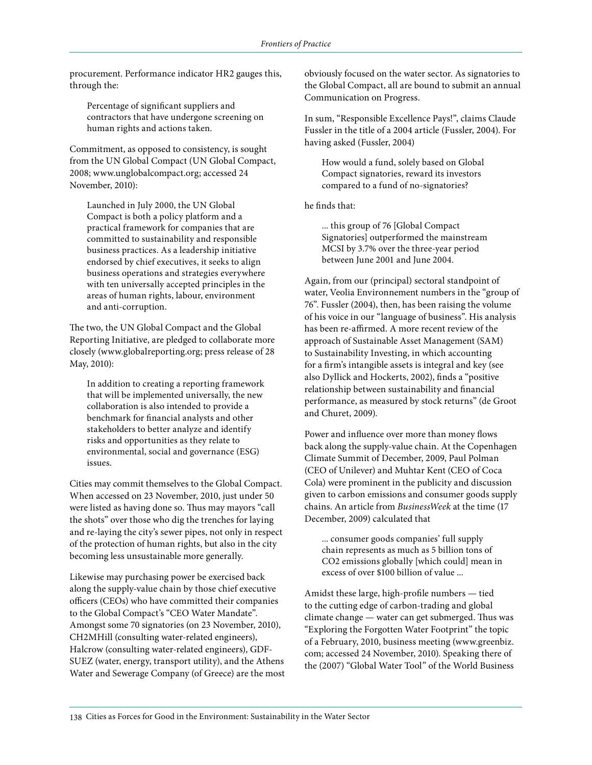procurement. Performance indicator HR2 gauges this, through the:

> Percentage of significant suppliers and contractors that have undergone screening on human rights and actions taken.

Commitment, as opposed to consistency, is sought from the UN Global Compact (UN Global Compact, 2008; www.unglobalcompact.org; accessed 24 November, 2010):

> Launched in July 2000, the UN Global Compact is both a policy platform and a practical framework for companies that are committed to sustainability and responsible business practices. As a leadership initiative endorsed by chief executives, it seeks to align business operations and strategies everywhere with ten universally accepted principles in the areas of human rights, labour, environment and anti-corruption.

The two, the UN Global Compact and the Global Reporting Initiative, are pledged to collaborate more closely (www.globalreporting.org; press release of 28 May, 2010):

> In addition to creating a reporting framework that will be implemented universally, the new collaboration is also intended to provide a benchmark for financial analysts and other stakeholders to better analyze and identify risks and opportunities as they relate to environmental, social and governance (ESG) issues.

Cities may commit themselves to the Global Compact. When accessed on 23 November, 2010, just under 50 were listed as having done so. Thus may mayors "call the shots" over those who dig the trenches for laying and re-laying the city's sewer pipes, not only in respect of the protection of human rights, but also in the city becoming less unsustainable more generally.

Likewise may purchasing power be exercised back along the supply-value chain by those chief executive officers (CEOs) who have committed their companies to the Global Compact's "CEO Water Mandate". Amongst some 70 signatories (on 23 November, 2010), CH2MHill (consulting water-related engineers), Halcrow (consulting water-related engineers), GDF-SUEZ (water, energy, transport utility), and the Athens Water and Sewerage Company (of Greece) are the most obviously focused on the water sector. As signatories to the Global Compact, all are bound to submit an annual Communication on Progress.

In sum, "Responsible Excellence Pays!", claims Claude Fussler in the title of a 2004 article (Fussler, 2004). For having asked (Fussler, 2004)

> How would a fund, solely based on Global Compact signatories, reward its investors compared to a fund of no-signatories?

he finds that:

> ... this group of 76 [Global Compact Signatories] outperformed the mainstream MCSI by 3.7% over the three-year period between June 2001 and June 2004.

Again, from our (principal) sectoral standpoint of water, Veolia Environnement numbers in the "group of 76". Fussler (2004), then, has been raising the volume of his voice in our "language of business". His analysis has been re-affirmed. A more recent review of the approach of Sustainable Asset Management (SAM) to Sustainability Investing, in which accounting for a firm's intangible assets is integral and key (see also Dyllick and Hockerts, 2002), finds a "positive relationship between sustainability and financial performance, as measured by stock returns" (de Groot and Churet, 2009).

Power and influence over more than money flows back along the supply-value chain. At the Copenhagen Climate Summit of December, 2009, Paul Polman (CEO of Unilever) and Muhtar Kent (CEO of Coca Cola) were prominent in the publicity and discussion given to carbon emissions and consumer goods supply chains. An article from *BusinessWeek* at the time (17 December, 2009) calculated that

> ... consumer goods companies' full supply chain represents as much as 5 billion tons of CO2 emissions globally [which could] mean in excess of over \$100 billion of value ...

Amidst these large, high-profile numbers — tied to the cutting edge of carbon-trading and global climate change — water can get submerged. Thus was "Exploring the Forgotten Water Footprint" the topic of a February, 2010, business meeting (www.greenbiz.com; accessed 24 November, 2010). Speaking there of the (2007) "Global Water Tool" of the World Business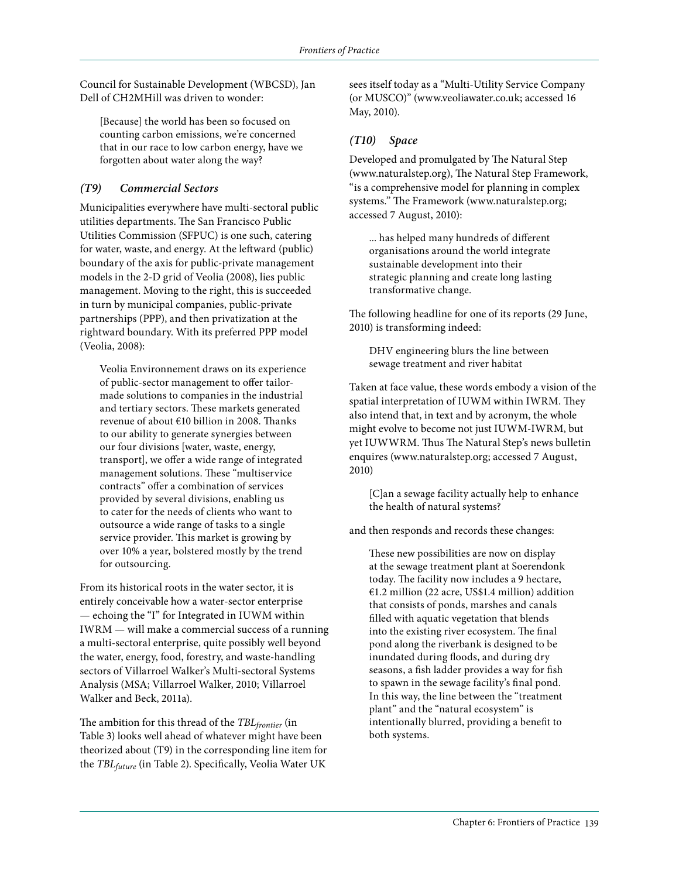Council for Sustainable Development (WBCSD), Jan Dell of CH2MHill was driven to wonder:

> [Because] the world has been so focused on counting carbon emissions, we're concerned that in our race to low carbon energy, have we forgotten about water along the way?

### *(T9) Commercial Sectors*

Municipalities everywhere have multi-sectoral public utilities departments. The San Francisco Public Utilities Commission (SFPUC) is one such, catering for water, waste, and energy. At the leftward (public) boundary of the axis for public-private management models in the 2-D grid of Veolia (2008), lies public management. Moving to the right, this is succeeded in turn by municipal companies, public-private partnerships (PPP), and then privatization at the rightward boundary. With its preferred PPP model (Veolia, 2008):

> Veolia Environnement draws on its experience of public-sector management to offer tailor-made solutions to companies in the industrial and tertiary sectors. These markets generated revenue of about €10 billion in 2008. Thanks to our ability to generate synergies between our four divisions [water, waste, energy, transport], we offer a wide range of integrated management solutions. These "multiservice contracts" offer a combination of services provided by several divisions, enabling us to cater for the needs of clients who want to outsource a wide range of tasks to a single service provider. This market is growing by over 10% a year, bolstered mostly by the trend for outsourcing.

From its historical roots in the water sector, it is entirely conceivable how a water-sector enterprise — echoing the "I" for Integrated in IUWM within IWRM — will make a commercial success of a running a multi-sectoral enterprise, quite possibly well beyond the water, energy, food, forestry, and waste-handling sectors of Villarroel Walker's Multi-sectoral Systems Analysis (MSA; Villarroel Walker, 2010; Villarroel Walker and Beck, 2011a).

The ambition for this thread of the $TBL_{frontier}$ (in Table 3) looks well ahead of whatever might have been theorized about (T9) in the corresponding line item for the $TBL_{future}$ (in Table 2). Specifically, Veolia Water UK sees itself today as a "Multi-Utility Service Company (or MUSCO)" (www.veoliawater.co.uk; accessed 16 May, 2010).

### *(T10) Space*

Developed and promulgated by The Natural Step (www.naturalstep.org), The Natural Step Framework, "is a comprehensive model for planning in complex systems." The Framework (www.naturalstep.org; accessed 7 August, 2010):

> ... has helped many hundreds of different organisations around the world integrate sustainable development into their strategic planning and create long lasting transformative change.

The following headline for one of its reports (29 June, 2010) is transforming indeed:

> DHV engineering blurs the line between sewage treatment and river habitat

Taken at face value, these words embody a vision of the spatial interpretation of IUWM within IWRM. They also intend that, in text and by acronym, the whole might evolve to become not just IUWM-IWRM, but yet IUWWRM. Thus The Natural Step's news bulletin enquires (www.naturalstep.org; accessed 7 August, 2010)

> [C]an a sewage facility actually help to enhance the health of natural systems?

and then responds and records these changes:

> These new possibilities are now on display at the sewage treatment plant at Soerendonk today. The facility now includes a 9 hectare, €1.2 million (22 acre, US$1.4 million) addition that consists of ponds, marshes and canals filled with aquatic vegetation that blends into the existing river ecosystem. The final pond along the riverbank is designed to be inundated during floods, and during dry seasons, a fish ladder provides a way for fish to spawn in the sewage facility's final pond. In this way, the line between the "treatment plant" and the "natural ecosystem" is intentionally blurred, providing a benefit to both systems.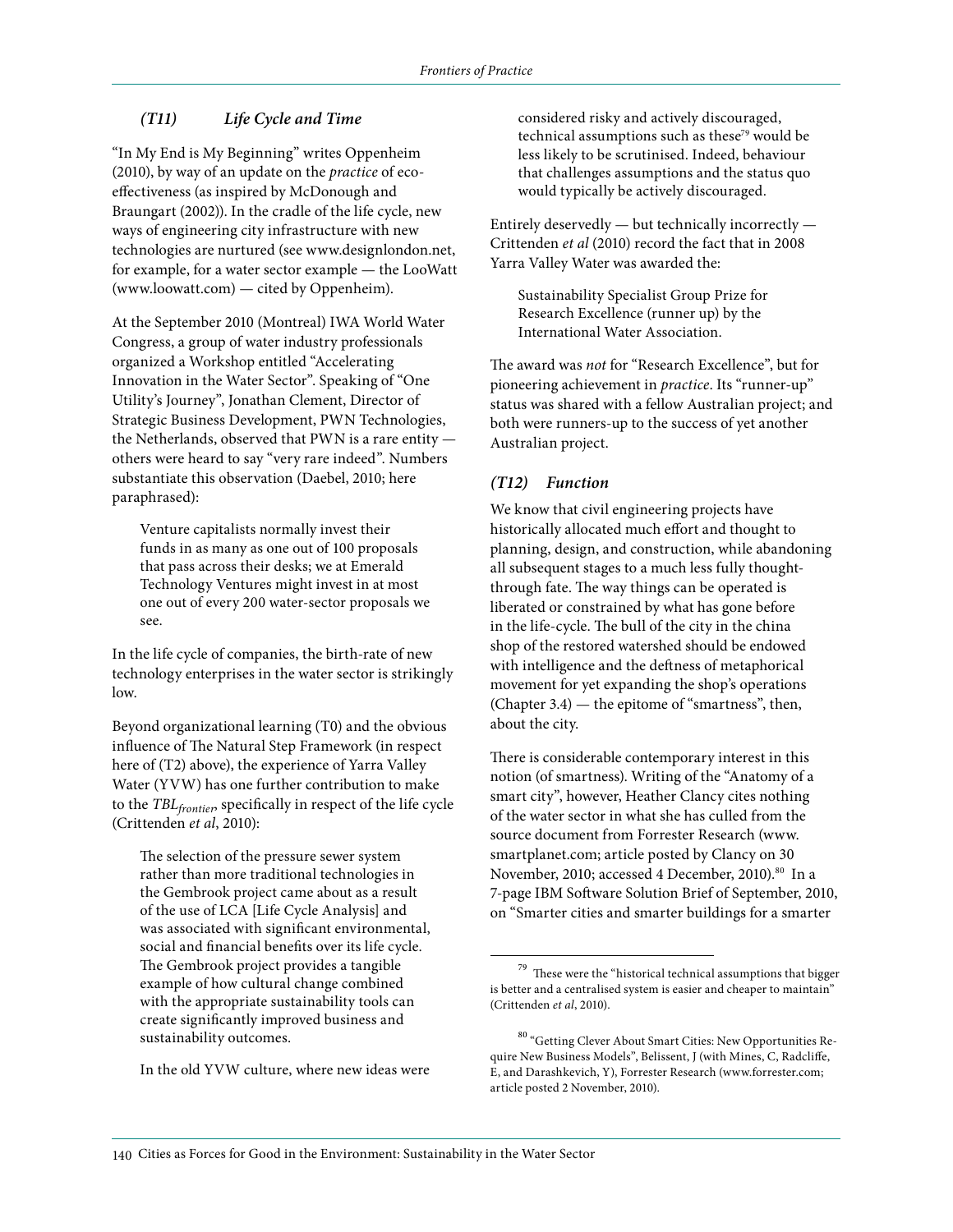### *(T11) Life Cycle and Time*

"In My End is My Beginning" writes Oppenheim (2010), by way of an update on the *practice* of eco-effectiveness (as inspired by McDonough and Braungart (2002)). In the cradle of the life cycle, new ways of engineering city infrastructure with new technologies are nurtured (see www.designlondon.net, for example, for a water sector example — the LooWatt (www.loowatt.com) — cited by Oppenheim).

At the September 2010 (Montreal) IWA World Water Congress, a group of water industry professionals organized a Workshop entitled "Accelerating Innovation in the Water Sector". Speaking of "One Utility's Journey", Jonathan Clement, Director of Strategic Business Development, PWN Technologies, the Netherlands, observed that PWN is a rare entity — others were heard to say "very rare indeed". Numbers substantiate this observation (Daebel, 2010; here paraphrased):

> Venture capitalists normally invest their funds in as many as one out of 100 proposals that pass across their desks; we at Emerald Technology Ventures might invest in at most one out of every 200 water-sector proposals we see.

In the life cycle of companies, the birth-rate of new technology enterprises in the water sector is strikingly low.

Beyond organizational learning (T0) and the obvious influence of The Natural Step Framework (in respect here of (T2) above), the experience of Yarra Valley Water (YVW) has one further contribution to make to the $TBL_{frontier}$, specifically in respect of the life cycle (Crittenden *et al*, 2010):

> The selection of the pressure sewer system rather than more traditional technologies in the Gembrook project came about as a result of the use of LCA [Life Cycle Analysis] and was associated with significant environmental, social and financial benefits over its life cycle. The Gembrook project provides a tangible example of how cultural change combined with the appropriate sustainability tools can create significantly improved business and sustainability outcomes.
>
> In the old YVW culture, where new ideas were considered risky and actively discouraged, technical assumptions such as these[79] would be less likely to be scrutinised. Indeed, behaviour that challenges assumptions and the status quo would typically be actively discouraged.

Entirely deservedly — but technically incorrectly — Crittenden *et al* (2010) record the fact that in 2008 Yarra Valley Water was awarded the:

> Sustainability Specialist Group Prize for Research Excellence (runner up) by the International Water Association.

The award was *not* for "Research Excellence", but for pioneering achievement in *practice*. Its "runner-up" status was shared with a fellow Australian project; and both were runners-up to the success of yet another Australian project.

### *(T12) Function*

We know that civil engineering projects have historically allocated much effort and thought to planning, design, and construction, while abandoning all subsequent stages to a much less fully thought-through fate. The way things can be operated is liberated or constrained by what has gone before in the life-cycle. The bull of the city in the china shop of the restored watershed should be endowed with intelligence and the deftness of metaphorical movement for yet expanding the shop's operations (Chapter 3.4) — the epitome of "smartness", then, about the city.

There is considerable contemporary interest in this notion (of smartness). Writing of the "Anatomy of a smart city", however, Heather Clancy cites nothing of the water sector in what she has culled from the source document from Forrester Research (www.smartplanet.com; article posted by Clancy on 30 November, 2010; accessed 4 December, 2010).[80] In a 7-page IBM Software Solution Brief of September, 2010, on "Smarter cities and smarter buildings for a smarter

---

[79] These were the "historical technical assumptions that bigger is better and a centralised system is easier and cheaper to maintain" (Crittenden *et al*, 2010).

[80] "Getting Clever About Smart Cities: New Opportunities Require New Business Models", Belissent, J (with Mines, C, Radcliffe, E, and Darashkevich, Y), Forrester Research (www.forrester.com; article posted 2 November, 2010).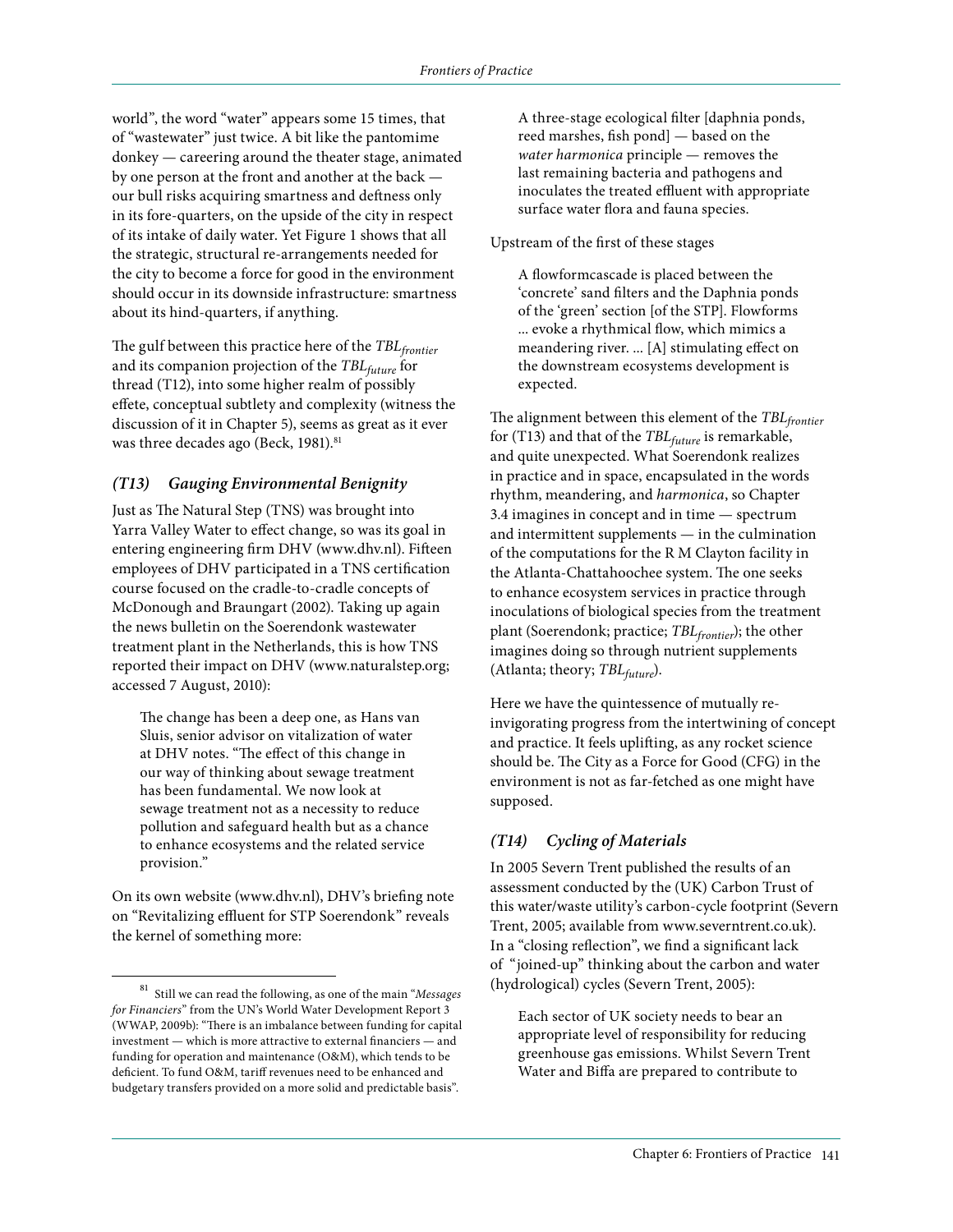world", the word "water" appears some 15 times, that of "wastewater" just twice. A bit like the pantomime donkey — careering around the theater stage, animated by one person at the front and another at the back — our bull risks acquiring smartness and deftness only in its fore-quarters, on the upside of the city in respect of its intake of daily water. Yet Figure 1 shows that all the strategic, structural re-arrangements needed for the city to become a force for good in the environment should occur in its downside infrastructure: smartness about its hind-quarters, if anything.

The gulf between this practice here of the $TBL_{frontier}$ and its companion projection of the $TBL_{future}$ for thread (T12), into some higher realm of possibly effete, conceptual subtlety and complexity (witness the discussion of it in Chapter 5), seems as great as it ever was three decades ago (Beck, 1981).[81]

### *(T13) Gauging Environmental Benignity*

Just as The Natural Step (TNS) was brought into Yarra Valley Water to effect change, so was its goal in entering engineering firm DHV (www.dhv.nl). Fifteen employees of DHV participated in a TNS certification course focused on the cradle-to-cradle concepts of McDonough and Braungart (2002). Taking up again the news bulletin on the Soerendonk wastewater treatment plant in the Netherlands, this is how TNS reported their impact on DHV (www.naturalstep.org; accessed 7 August, 2010):

> The change has been a deep one, as Hans van Sluis, senior advisor on vitalization of water at DHV notes. "The effect of this change in our way of thinking about sewage treatment has been fundamental. We now look at sewage treatment not as a necessity to reduce pollution and safeguard health but as a chance to enhance ecosystems and the related service provision."

On its own website (www.dhv.nl), DHV's briefing note on "Revitalizing effluent for STP Soerendonk" reveals the kernel of something more:

> A three-stage ecological filter [daphnia ponds, reed marshes, fish pond] — based on the *water harmonica* principle — removes the last remaining bacteria and pathogens and inoculates the treated effluent with appropriate surface water flora and fauna species.

Upstream of the first of these stages

> A flowformcascade is placed between the 'concrete' sand filters and the Daphnia ponds of the 'green' section [of the STP]. Flowforms ... evoke a rhythmical flow, which mimics a meandering river. ... [A] stimulating effect on the downstream ecosystems development is expected.

The alignment between this element of the $TBL_{frontier}$ for (T13) and that of the $TBL_{future}$ is remarkable, and quite unexpected. What Soerendonk realizes in practice and in space, encapsulated in the words rhythm, meandering, and *harmonica*, so Chapter 3.4 imagines in concept and in time — spectrum and intermittent supplements — in the culmination of the computations for the R M Clayton facility in the Atlanta-Chattahoochee system. The one seeks to enhance ecosystem services in practice through inoculations of biological species from the treatment plant (Soerendonk; practice; $TBL_{frontier}$); the other imagines doing so through nutrient supplements (Atlanta; theory; $TBL_{future}$).

Here we have the quintessence of mutually re-invigorating progress from the intertwining of concept and practice. It feels uplifting, as any rocket science should be. The City as a Force for Good (CFG) in the environment is not as far-fetched as one might have supposed.

### *(T14) Cycling of Materials*

In 2005 Severn Trent published the results of an assessment conducted by the (UK) Carbon Trust of this water/waste utility's carbon-cycle footprint (Severn Trent, 2005; available from www.severntrent.co.uk). In a "closing reflection", we find a significant lack of "joined-up" thinking about the carbon and water (hydrological) cycles (Severn Trent, 2005):

> Each sector of UK society needs to bear an appropriate level of responsibility for reducing greenhouse gas emissions. Whilst Severn Trent Water and Biffa are prepared to contribute to

[81] Still we can read the following, as one of the main "*Messages for Financiers*" from the UN's World Water Development Report 3 (WWAP, 2009b): "There is an imbalance between funding for capital investment — which is more attractive to external financiers — and funding for operation and maintenance (O&M), which tends to be deficient. To fund O&M, tariff revenues need to be enhanced and budgetary transfers provided on a more solid and predictable basis".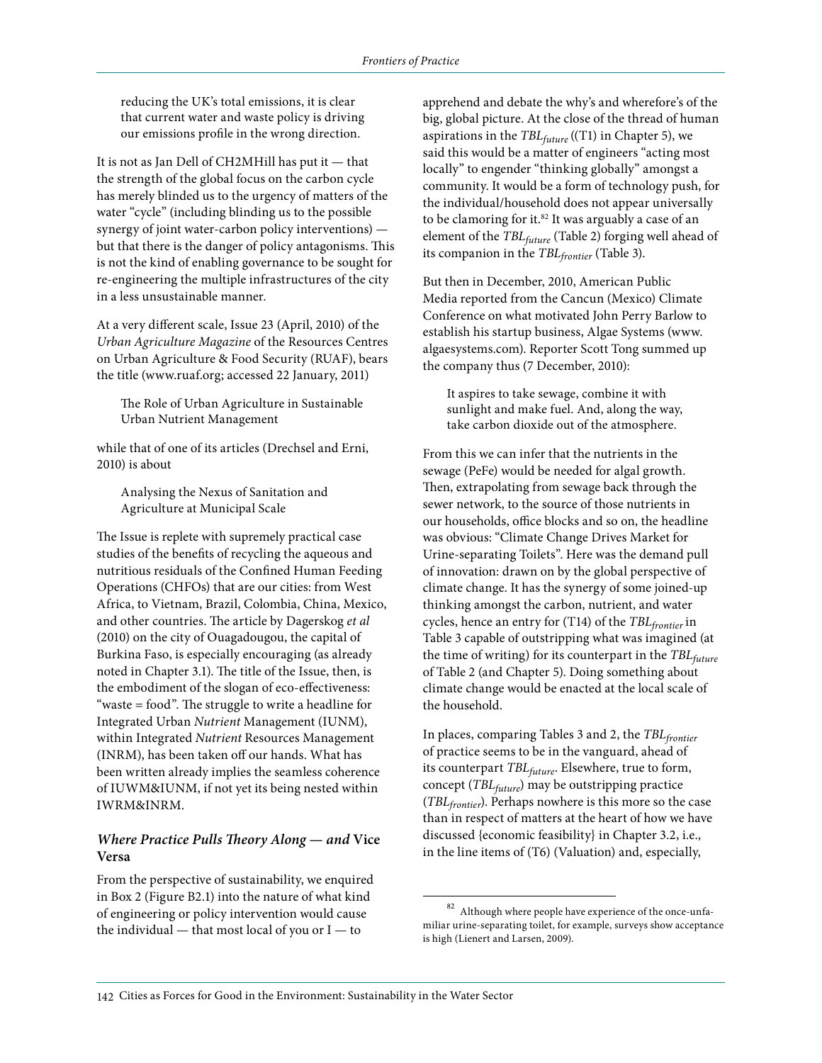> reducing the UK's total emissions, it is clear that current water and waste policy is driving our emissions profile in the wrong direction.

It is not as Jan Dell of CH2MHill has put it — that the strength of the global focus on the carbon cycle has merely blinded us to the urgency of matters of the water "cycle" (including blinding us to the possible synergy of joint water-carbon policy interventions) — but that there is the danger of policy antagonisms. This is not the kind of enabling governance to be sought for re-engineering the multiple infrastructures of the city in a less unsustainable manner.

At a very different scale, Issue 23 (April, 2010) of the *Urban Agriculture Magazine* of the Resources Centres on Urban Agriculture & Food Security (RUAF), bears the title (www.ruaf.org; accessed 22 January, 2011)

> The Role of Urban Agriculture in Sustainable Urban Nutrient Management

while that of one of its articles (Drechsel and Erni, 2010) is about

> Analysing the Nexus of Sanitation and Agriculture at Municipal Scale

The Issue is replete with supremely practical case studies of the benefits of recycling the aqueous and nutritious residuals of the Confined Human Feeding Operations (CHFOs) that are our cities: from West Africa, to Vietnam, Brazil, Colombia, China, Mexico, and other countries. The article by Dagerskog *et al* (2010) on the city of Ouagadougou, the capital of Burkina Faso, is especially encouraging (as already noted in Chapter 3.1). The title of the Issue, then, is the embodiment of the slogan of eco-effectiveness: "waste = food". The struggle to write a headline for Integrated Urban *Nutrient* Management (IUNM), within Integrated *Nutrient* Resources Management (INRM), has been taken off our hands. What has been written already implies the seamless coherence of IUWM&IUNM, if not yet its being nested within IWRM&INRM.

### *Where Practice Pulls Theory Along — and* Vice Versa

From the perspective of sustainability, we enquired in Box 2 (Figure B2.1) into the nature of what kind of engineering or policy intervention would cause the individual — that most local of you or I — to apprehend and debate the why's and wherefore's of the big, global picture. At the close of the thread of human aspirations in the $TBL_{future}$ ((T1) in Chapter 5), we said this would be a matter of engineers "acting most locally" to engender "thinking globally" amongst a community. It would be a form of technology push, for the individual/household does not appear universally to be clamoring for it.[82] It was arguably a case of an element of the $TBL_{future}$ (Table 2) forging well ahead of its companion in the $TBL_{frontier}$ (Table 3).

But then in December, 2010, American Public Media reported from the Cancun (Mexico) Climate Conference on what motivated John Perry Barlow to establish his startup business, Algae Systems (www.algaesystems.com). Reporter Scott Tong summed up the company thus (7 December, 2010):

> It aspires to take sewage, combine it with sunlight and make fuel. And, along the way, take carbon dioxide out of the atmosphere.

From this we can infer that the nutrients in the sewage (PeFe) would be needed for algal growth. Then, extrapolating from sewage back through the sewer network, to the source of those nutrients in our households, office blocks and so on, the headline was obvious: "Climate Change Drives Market for Urine-separating Toilets". Here was the demand pull of innovation: drawn on by the global perspective of climate change. It has the synergy of some joined-up thinking amongst the carbon, nutrient, and water cycles, hence an entry for (T14) of the $TBL_{frontier}$ in Table 3 capable of outstripping what was imagined (at the time of writing) for its counterpart in the $TBL_{future}$ of Table 2 (and Chapter 5). Doing something about climate change would be enacted at the local scale of the household.

In places, comparing Tables 3 and 2, the $TBL_{frontier}$ of practice seems to be in the vanguard, ahead of its counterpart $TBL_{future}$. Elsewhere, true to form, concept ($TBL_{future}$) may be outstripping practice ($TBL_{frontier}$). Perhaps nowhere is this more so the case than in respect of matters at the heart of how we have discussed {economic feasibility} in Chapter 3.2, i.e., in the line items of (T6) (Valuation) and, especially,

[82] Although where people have experience of the once-unfamiliar urine-separating toilet, for example, surveys show acceptance is high (Lienert and Larsen, 2009).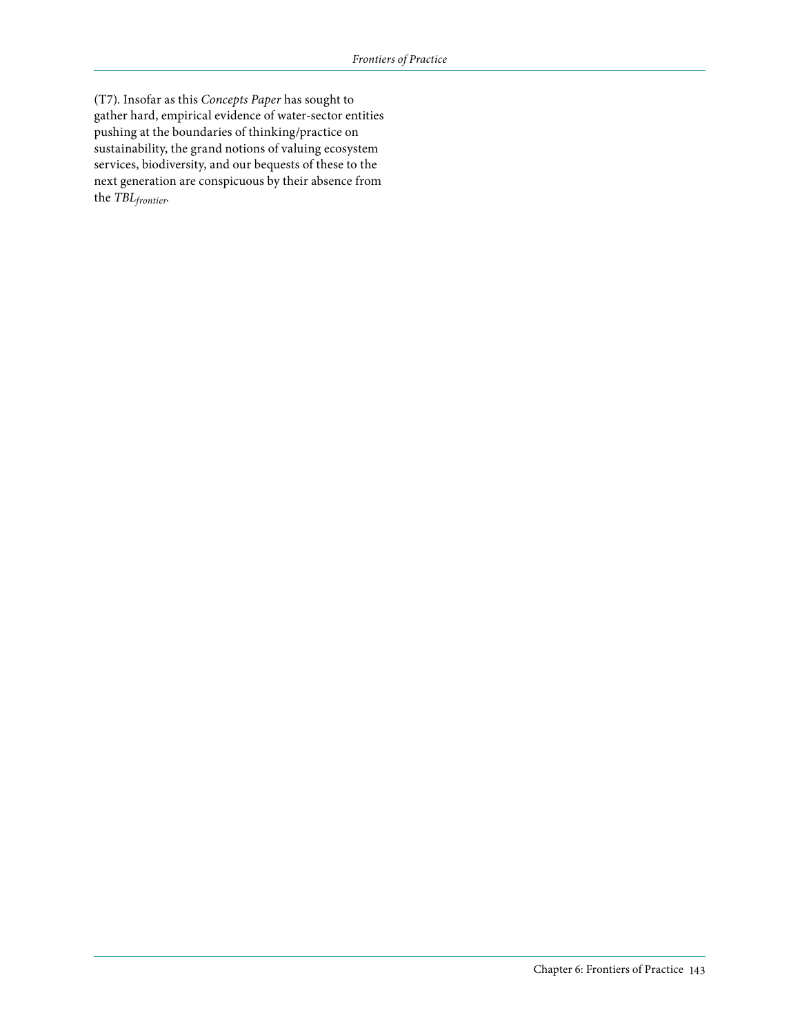(T7). Insofar as this *Concepts Paper* has sought to gather hard, empirical evidence of water-sector entities pushing at the boundaries of thinking/practice on sustainability, the grand notions of valuing ecosystem services, biodiversity, and our bequests of these to the next generation are conspicuous by their absence from the $TBL_{frontier}$.